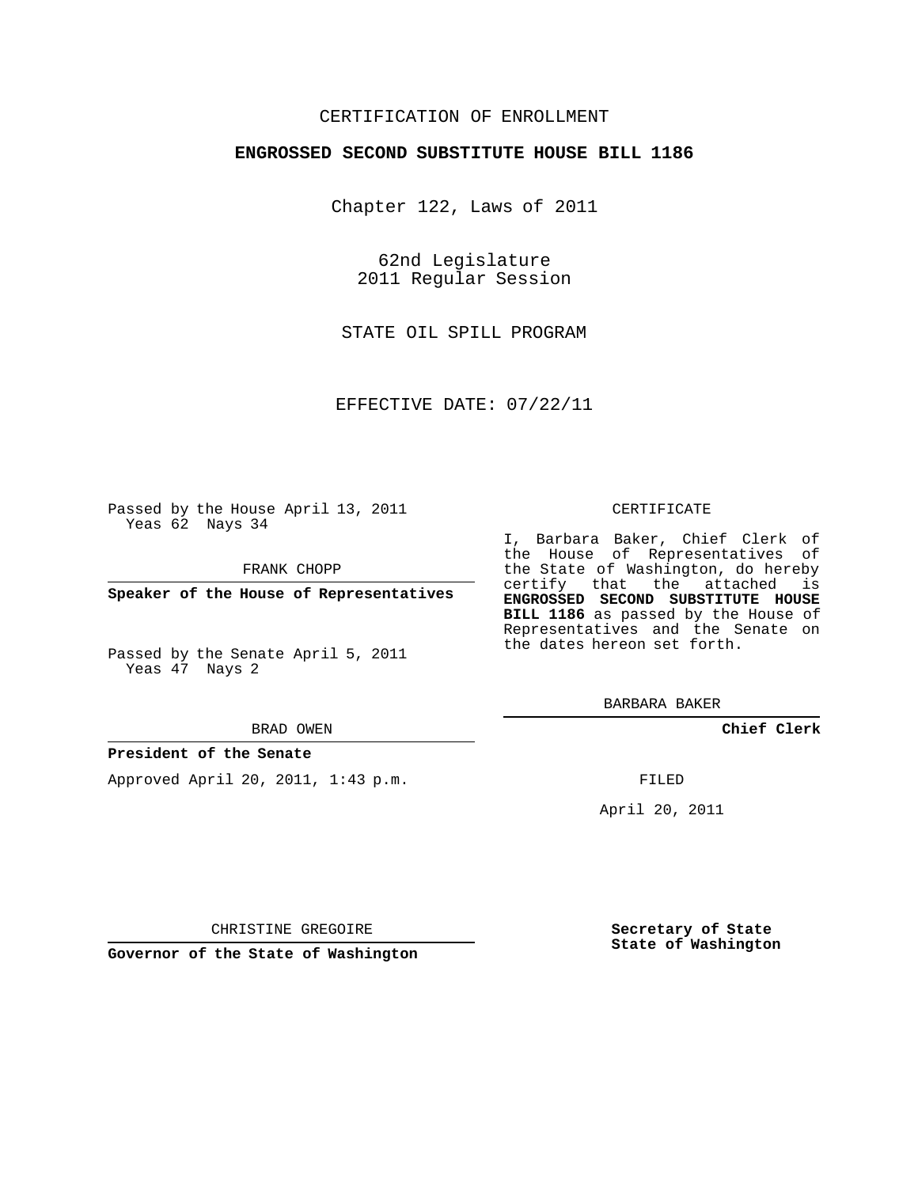CERTIFICATION OF ENROLLMENT

**ENGROSSED SECOND SUBSTITUTE HOUSE BILL 1186**

Chapter 122, Laws of 2011

62nd Legislature
2011 Regular Session

STATE OIL SPILL PROGRAM

EFFECTIVE DATE: 07/22/11

Passed by the House April 13, 2011
Yeas 62 Nays 34

FRANK CHOPP

**Speaker of the House of Representatives**

Passed by the Senate April 5, 2011
Yeas 47 Nays 2

BRAD OWEN

**President of the Senate**

Approved April 20, 2011, 1:43 p.m.

CHRISTINE GREGOIRE

**Governor of the State of Washington**

CERTIFICATE

I, Barbara Baker, Chief Clerk of the House of Representatives of the State of Washington, do hereby certify that the attached is **ENGROSSED SECOND SUBSTITUTE HOUSE BILL 1186** as passed by the House of Representatives and the Senate on the dates hereon set forth.

BARBARA BAKER

**Chief Clerk**

FILED

April 20, 2011

**Secretary of State
State of Washington**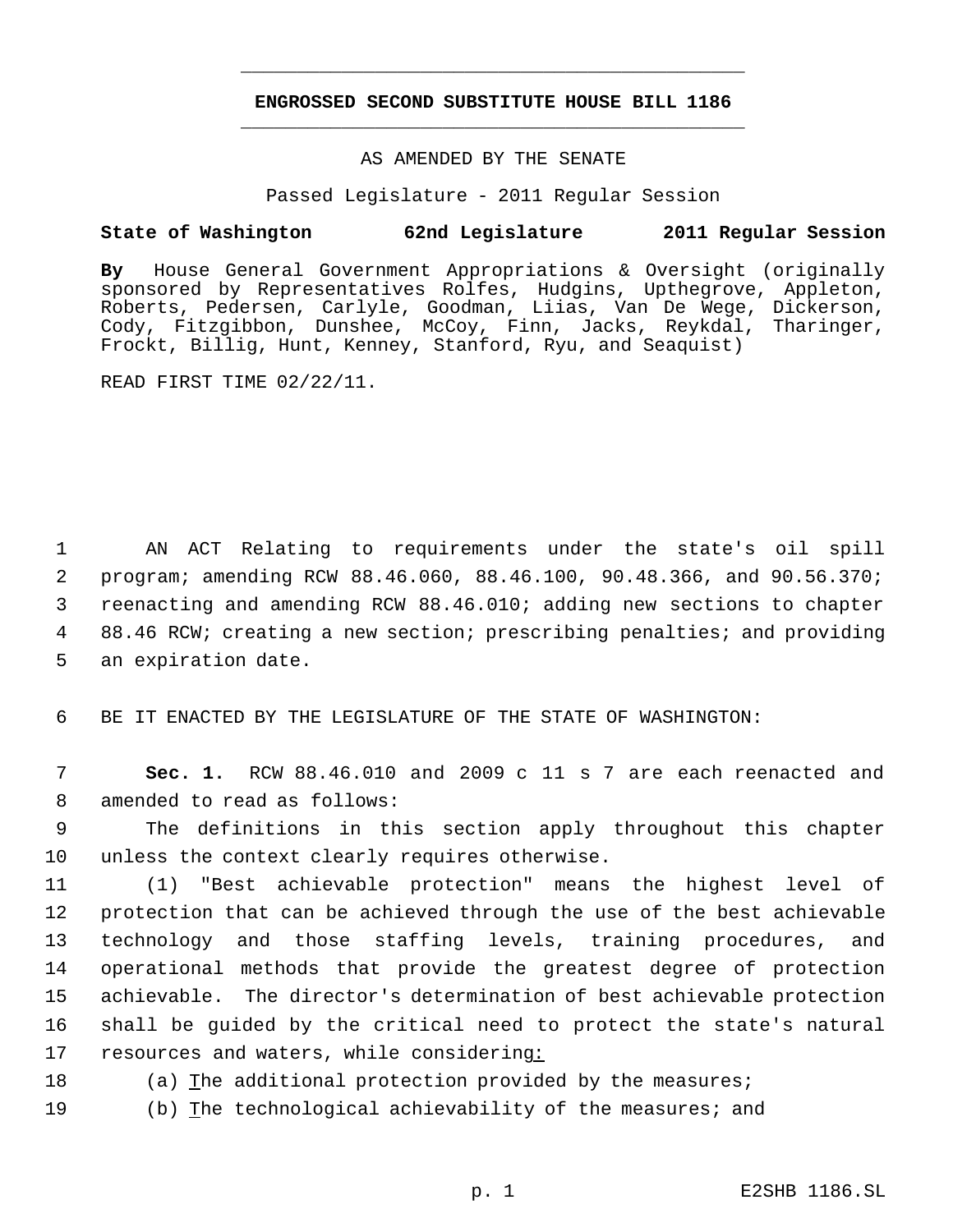# ENGROSSED SECOND SUBSTITUTE HOUSE BILL 1186

AS AMENDED BY THE SENATE

Passed Legislature - 2011 Regular Session

**State of Washington 62nd Legislature 2011 Regular Session**

**By** House General Government Appropriations & Oversight (originally sponsored by Representatives Rolfes, Hudgins, Upthegrove, Appleton, Roberts, Pedersen, Carlyle, Goodman, Liias, Van De Wege, Dickerson, Cody, Fitzgibbon, Dunshee, McCoy, Finn, Jacks, Reykdal, Tharinger, Frockt, Billig, Hunt, Kenney, Stanford, Ryu, and Seaquist)

READ FIRST TIME 02/22/11.

AN ACT Relating to requirements under the state's oil spill program; amending RCW 88.46.060, 88.46.100, 90.48.366, and 90.56.370; reenacting and amending RCW 88.46.010; adding new sections to chapter 88.46 RCW; creating a new section; prescribing penalties; and providing an expiration date.

BE IT ENACTED BY THE LEGISLATURE OF THE STATE OF WASHINGTON:

**Sec. 1.** RCW 88.46.010 and 2009 c 11 s 7 are each reenacted and amended to read as follows:

The definitions in this section apply throughout this chapter unless the context clearly requires otherwise.

(1) "Best achievable protection" means the highest level of protection that can be achieved through the use of the best achievable technology and those staffing levels, training procedures, and operational methods that provide the greatest degree of protection achievable. The director's determination of best achievable protection shall be guided by the critical need to protect the state's natural resources and waters, while considering:

(a) The additional protection provided by the measures;

(b) The technological achievability of the measures; and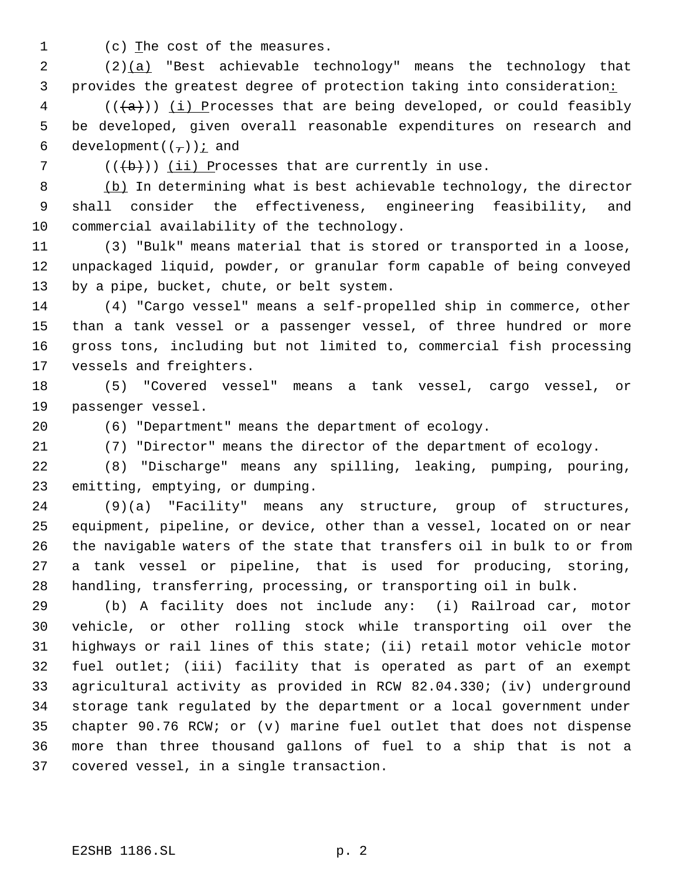(c) The cost of the measures.

(2)(a) "Best achievable technology" means the technology that provides the greatest degree of protection taking into consideration:

(((a))) (i) Processes that are being developed, or could feasibly be developed, given overall reasonable expenditures on research and development((,)); and

(((b))) (ii) Processes that are currently in use.

(b) In determining what is best achievable technology, the director shall consider the effectiveness, engineering feasibility, and commercial availability of the technology.

(3) "Bulk" means material that is stored or transported in a loose, unpackaged liquid, powder, or granular form capable of being conveyed by a pipe, bucket, chute, or belt system.

(4) "Cargo vessel" means a self-propelled ship in commerce, other than a tank vessel or a passenger vessel, of three hundred or more gross tons, including but not limited to, commercial fish processing vessels and freighters.

(5) "Covered vessel" means a tank vessel, cargo vessel, or passenger vessel.

(6) "Department" means the department of ecology.

(7) "Director" means the director of the department of ecology.

(8) "Discharge" means any spilling, leaking, pumping, pouring, emitting, emptying, or dumping.

(9)(a) "Facility" means any structure, group of structures, equipment, pipeline, or device, other than a vessel, located on or near the navigable waters of the state that transfers oil in bulk to or from a tank vessel or pipeline, that is used for producing, storing, handling, transferring, processing, or transporting oil in bulk.

(b) A facility does not include any: (i) Railroad car, motor vehicle, or other rolling stock while transporting oil over the highways or rail lines of this state; (ii) retail motor vehicle motor fuel outlet; (iii) facility that is operated as part of an exempt agricultural activity as provided in RCW 82.04.330; (iv) underground storage tank regulated by the department or a local government under chapter 90.76 RCW; or (v) marine fuel outlet that does not dispense more than three thousand gallons of fuel to a ship that is not a covered vessel, in a single transaction.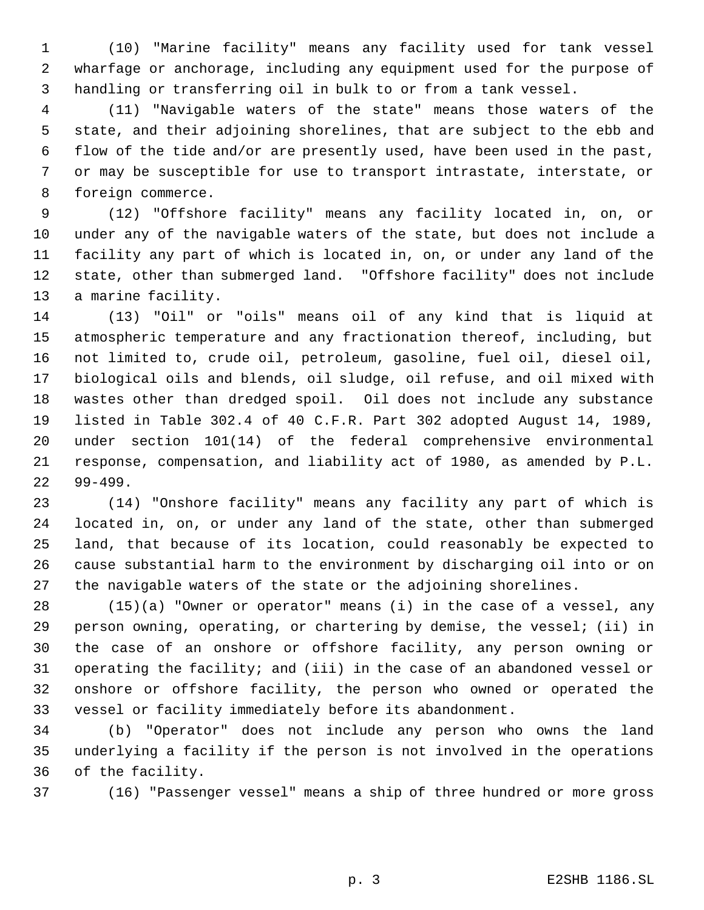(10) "Marine facility" means any facility used for tank vessel wharfage or anchorage, including any equipment used for the purpose of handling or transferring oil in bulk to or from a tank vessel.

(11) "Navigable waters of the state" means those waters of the state, and their adjoining shorelines, that are subject to the ebb and flow of the tide and/or are presently used, have been used in the past, or may be susceptible for use to transport intrastate, interstate, or foreign commerce.

(12) "Offshore facility" means any facility located in, on, or under any of the navigable waters of the state, but does not include a facility any part of which is located in, on, or under any land of the state, other than submerged land. "Offshore facility" does not include a marine facility.

(13) "Oil" or "oils" means oil of any kind that is liquid at atmospheric temperature and any fractionation thereof, including, but not limited to, crude oil, petroleum, gasoline, fuel oil, diesel oil, biological oils and blends, oil sludge, oil refuse, and oil mixed with wastes other than dredged spoil. Oil does not include any substance listed in Table 302.4 of 40 C.F.R. Part 302 adopted August 14, 1989, under section 101(14) of the federal comprehensive environmental response, compensation, and liability act of 1980, as amended by P.L. 99-499.

(14) "Onshore facility" means any facility any part of which is located in, on, or under any land of the state, other than submerged land, that because of its location, could reasonably be expected to cause substantial harm to the environment by discharging oil into or on the navigable waters of the state or the adjoining shorelines.

(15)(a) "Owner or operator" means (i) in the case of a vessel, any person owning, operating, or chartering by demise, the vessel; (ii) in the case of an onshore or offshore facility, any person owning or operating the facility; and (iii) in the case of an abandoned vessel or onshore or offshore facility, the person who owned or operated the vessel or facility immediately before its abandonment.

(b) "Operator" does not include any person who owns the land underlying a facility if the person is not involved in the operations of the facility.

(16) "Passenger vessel" means a ship of three hundred or more gross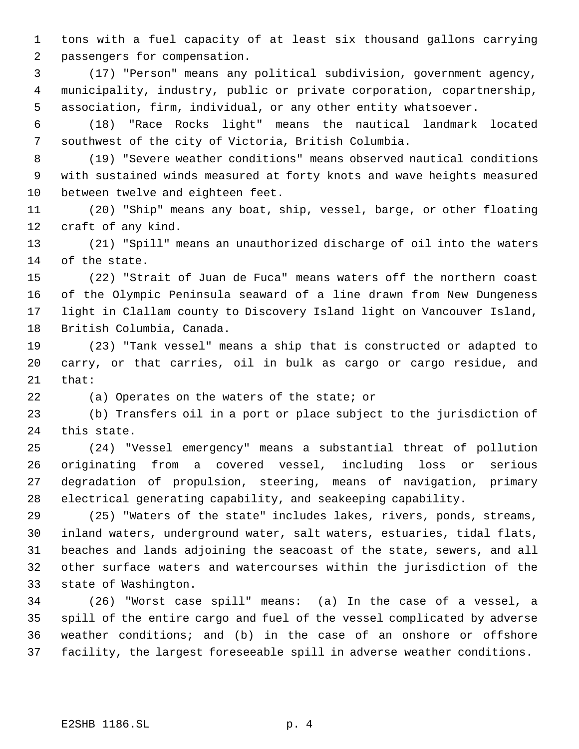tons with a fuel capacity of at least six thousand gallons carrying passengers for compensation.

(17) "Person" means any political subdivision, government agency, municipality, industry, public or private corporation, copartnership, association, firm, individual, or any other entity whatsoever.

(18) "Race Rocks light" means the nautical landmark located southwest of the city of Victoria, British Columbia.

(19) "Severe weather conditions" means observed nautical conditions with sustained winds measured at forty knots and wave heights measured between twelve and eighteen feet.

(20) "Ship" means any boat, ship, vessel, barge, or other floating craft of any kind.

(21) "Spill" means an unauthorized discharge of oil into the waters of the state.

(22) "Strait of Juan de Fuca" means waters off the northern coast of the Olympic Peninsula seaward of a line drawn from New Dungeness light in Clallam county to Discovery Island light on Vancouver Island, British Columbia, Canada.

(23) "Tank vessel" means a ship that is constructed or adapted to carry, or that carries, oil in bulk as cargo or cargo residue, and that:

(a) Operates on the waters of the state; or

(b) Transfers oil in a port or place subject to the jurisdiction of this state.

(24) "Vessel emergency" means a substantial threat of pollution originating from a covered vessel, including loss or serious degradation of propulsion, steering, means of navigation, primary electrical generating capability, and seakeeping capability.

(25) "Waters of the state" includes lakes, rivers, ponds, streams, inland waters, underground water, salt waters, estuaries, tidal flats, beaches and lands adjoining the seacoast of the state, sewers, and all other surface waters and watercourses within the jurisdiction of the state of Washington.

(26) "Worst case spill" means: (a) In the case of a vessel, a spill of the entire cargo and fuel of the vessel complicated by adverse weather conditions; and (b) in the case of an onshore or offshore facility, the largest foreseeable spill in adverse weather conditions.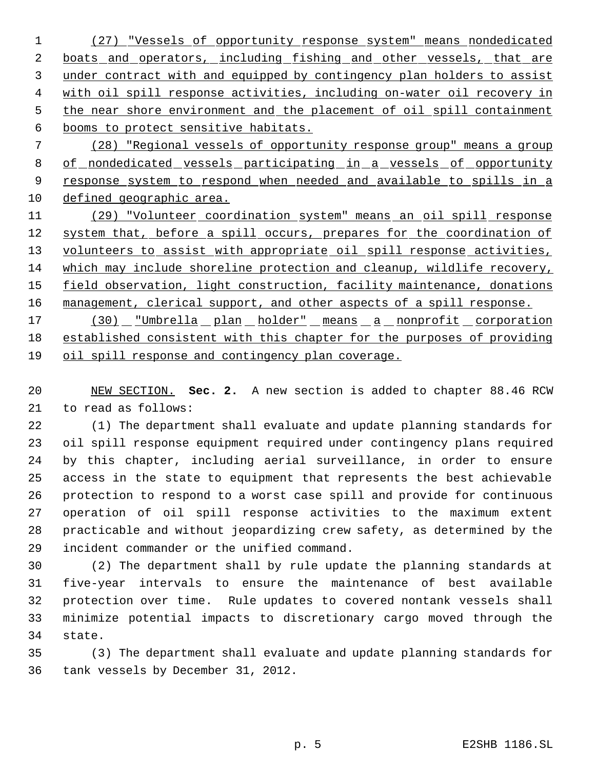(27) "Vessels of opportunity response system" means nondedicated boats and operators, including fishing and other vessels, that are under contract with and equipped by contingency plan holders to assist with oil spill response activities, including on-water oil recovery in the near shore environment and the placement of oil spill containment booms to protect sensitive habitats.

(28) "Regional vessels of opportunity response group" means a group of nondedicated vessels participating in a vessels of opportunity response system to respond when needed and available to spills in a defined geographic area.

(29) "Volunteer coordination system" means an oil spill response system that, before a spill occurs, prepares for the coordination of volunteers to assist with appropriate oil spill response activities, which may include shoreline protection and cleanup, wildlife recovery, field observation, light construction, facility maintenance, donations management, clerical support, and other aspects of a spill response.

(30) "Umbrella plan holder" means a nonprofit corporation established consistent with this chapter for the purposes of providing oil spill response and contingency plan coverage.

NEW SECTION. **Sec. 2.** A new section is added to chapter 88.46 RCW to read as follows:

(1) The department shall evaluate and update planning standards for oil spill response equipment required under contingency plans required by this chapter, including aerial surveillance, in order to ensure access in the state to equipment that represents the best achievable protection to respond to a worst case spill and provide for continuous operation of oil spill response activities to the maximum extent practicable and without jeopardizing crew safety, as determined by the incident commander or the unified command.

(2) The department shall by rule update the planning standards at five-year intervals to ensure the maintenance of best available protection over time. Rule updates to covered nontank vessels shall minimize potential impacts to discretionary cargo moved through the state.

(3) The department shall evaluate and update planning standards for tank vessels by December 31, 2012.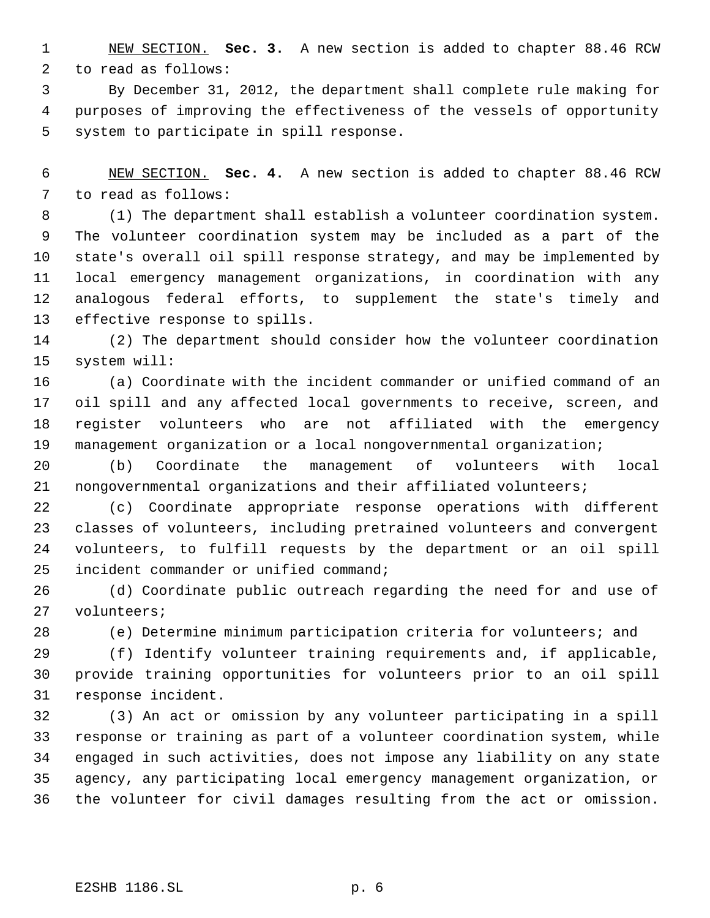NEW SECTION. **Sec. 3.** A new section is added to chapter 88.46 RCW to read as follows:

By December 31, 2012, the department shall complete rule making for purposes of improving the effectiveness of the vessels of opportunity system to participate in spill response.

NEW SECTION. **Sec. 4.** A new section is added to chapter 88.46 RCW to read as follows:

(1) The department shall establish a volunteer coordination system. The volunteer coordination system may be included as a part of the state's overall oil spill response strategy, and may be implemented by local emergency management organizations, in coordination with any analogous federal efforts, to supplement the state's timely and effective response to spills.

(2) The department should consider how the volunteer coordination system will:

(a) Coordinate with the incident commander or unified command of an oil spill and any affected local governments to receive, screen, and register volunteers who are not affiliated with the emergency management organization or a local nongovernmental organization;

(b) Coordinate the management of volunteers with local nongovernmental organizations and their affiliated volunteers;

(c) Coordinate appropriate response operations with different classes of volunteers, including pretrained volunteers and convergent volunteers, to fulfill requests by the department or an oil spill incident commander or unified command;

(d) Coordinate public outreach regarding the need for and use of volunteers;

(e) Determine minimum participation criteria for volunteers; and

(f) Identify volunteer training requirements and, if applicable, provide training opportunities for volunteers prior to an oil spill response incident.

(3) An act or omission by any volunteer participating in a spill response or training as part of a volunteer coordination system, while engaged in such activities, does not impose any liability on any state agency, any participating local emergency management organization, or the volunteer for civil damages resulting from the act or omission.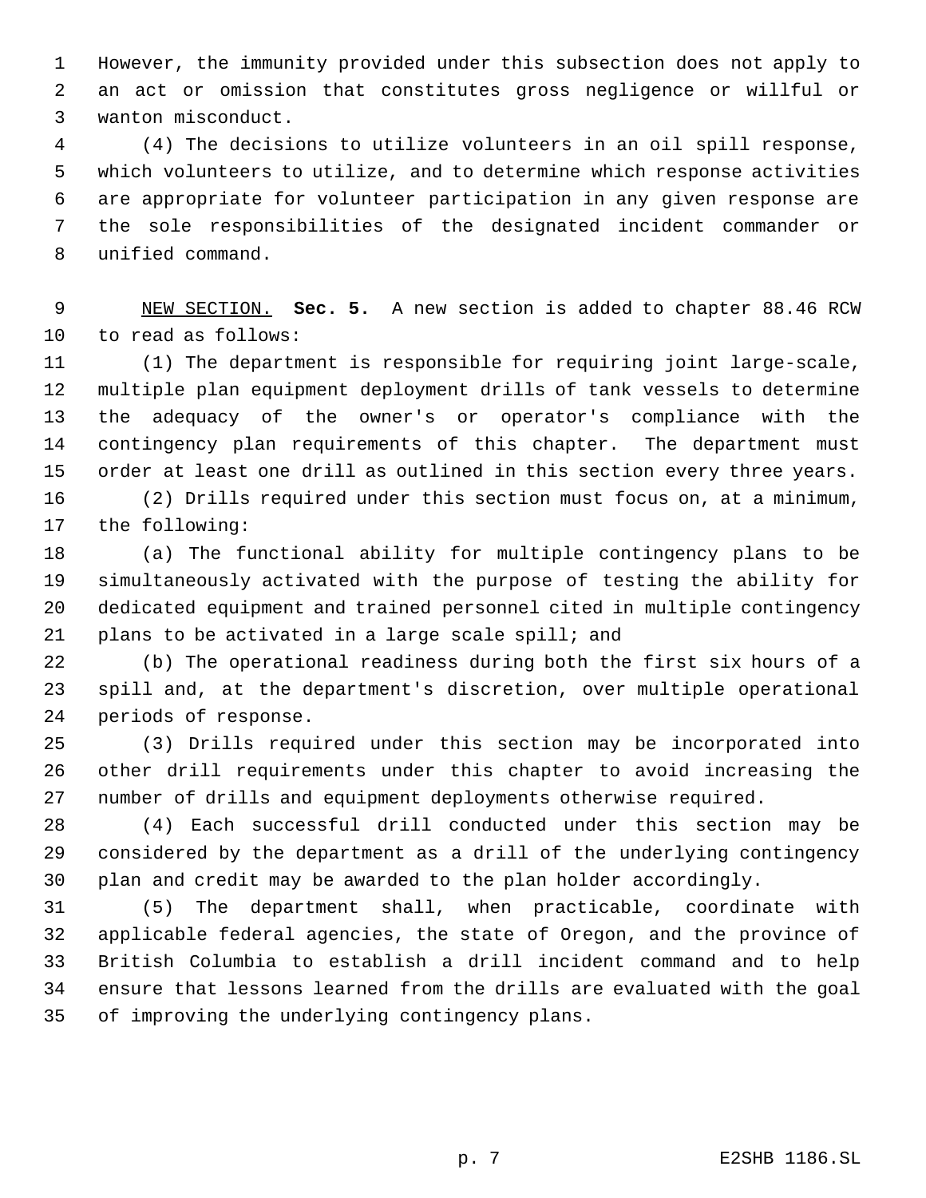However, the immunity provided under this subsection does not apply to an act or omission that constitutes gross negligence or willful or wanton misconduct.

(4) The decisions to utilize volunteers in an oil spill response, which volunteers to utilize, and to determine which response activities are appropriate for volunteer participation in any given response are the sole responsibilities of the designated incident commander or unified command.

NEW SECTION. **Sec. 5.** A new section is added to chapter 88.46 RCW to read as follows:

(1) The department is responsible for requiring joint large-scale, multiple plan equipment deployment drills of tank vessels to determine the adequacy of the owner's or operator's compliance with the contingency plan requirements of this chapter. The department must order at least one drill as outlined in this section every three years.

(2) Drills required under this section must focus on, at a minimum, the following:

(a) The functional ability for multiple contingency plans to be simultaneously activated with the purpose of testing the ability for dedicated equipment and trained personnel cited in multiple contingency plans to be activated in a large scale spill; and

(b) The operational readiness during both the first six hours of a spill and, at the department's discretion, over multiple operational periods of response.

(3) Drills required under this section may be incorporated into other drill requirements under this chapter to avoid increasing the number of drills and equipment deployments otherwise required.

(4) Each successful drill conducted under this section may be considered by the department as a drill of the underlying contingency plan and credit may be awarded to the plan holder accordingly.

(5) The department shall, when practicable, coordinate with applicable federal agencies, the state of Oregon, and the province of British Columbia to establish a drill incident command and to help ensure that lessons learned from the drills are evaluated with the goal of improving the underlying contingency plans.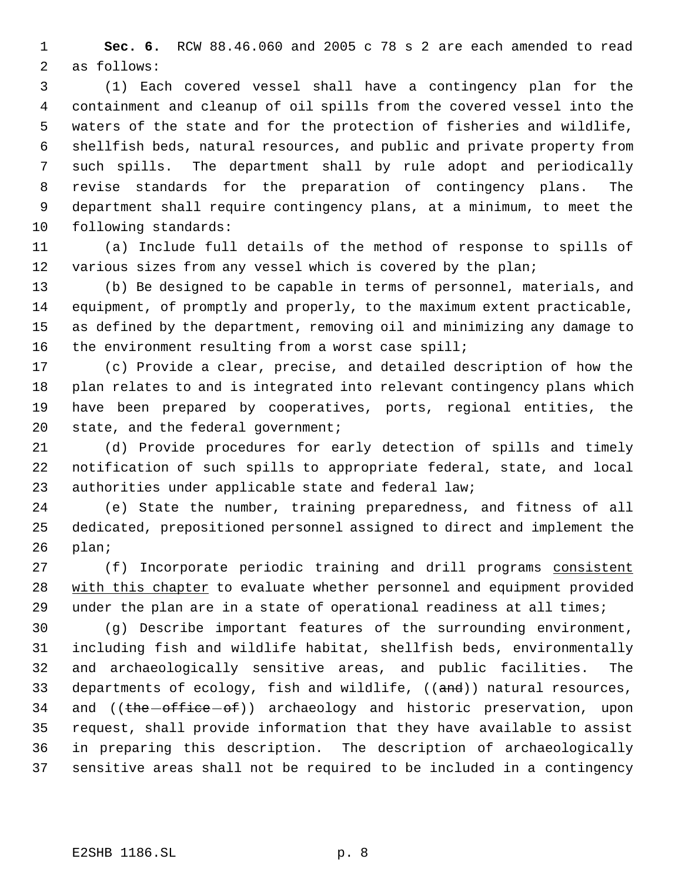**Sec. 6.** RCW 88.46.060 and 2005 c 78 s 2 are each amended to read as follows:

(1) Each covered vessel shall have a contingency plan for the containment and cleanup of oil spills from the covered vessel into the waters of the state and for the protection of fisheries and wildlife, shellfish beds, natural resources, and public and private property from such spills. The department shall by rule adopt and periodically revise standards for the preparation of contingency plans. The department shall require contingency plans, at a minimum, to meet the following standards:

(a) Include full details of the method of response to spills of various sizes from any vessel which is covered by the plan;

(b) Be designed to be capable in terms of personnel, materials, and equipment, of promptly and properly, to the maximum extent practicable, as defined by the department, removing oil and minimizing any damage to the environment resulting from a worst case spill;

(c) Provide a clear, precise, and detailed description of how the plan relates to and is integrated into relevant contingency plans which have been prepared by cooperatives, ports, regional entities, the state, and the federal government;

(d) Provide procedures for early detection of spills and timely notification of such spills to appropriate federal, state, and local authorities under applicable state and federal law;

(e) State the number, training preparedness, and fitness of all dedicated, prepositioned personnel assigned to direct and implement the plan;

(f) Incorporate periodic training and drill programs <u>consistent with this chapter</u> to evaluate whether personnel and equipment provided under the plan are in a state of operational readiness at all times;

(g) Describe important features of the surrounding environment, including fish and wildlife habitat, shellfish beds, environmentally and archaeologically sensitive areas, and public facilities. The departments of ecology, fish and wildlife, ((~~and~~)) natural resources, and ((~~the office of~~)) archaeology and historic preservation, upon request, shall provide information that they have available to assist in preparing this description. The description of archaeologically sensitive areas shall not be required to be included in a contingency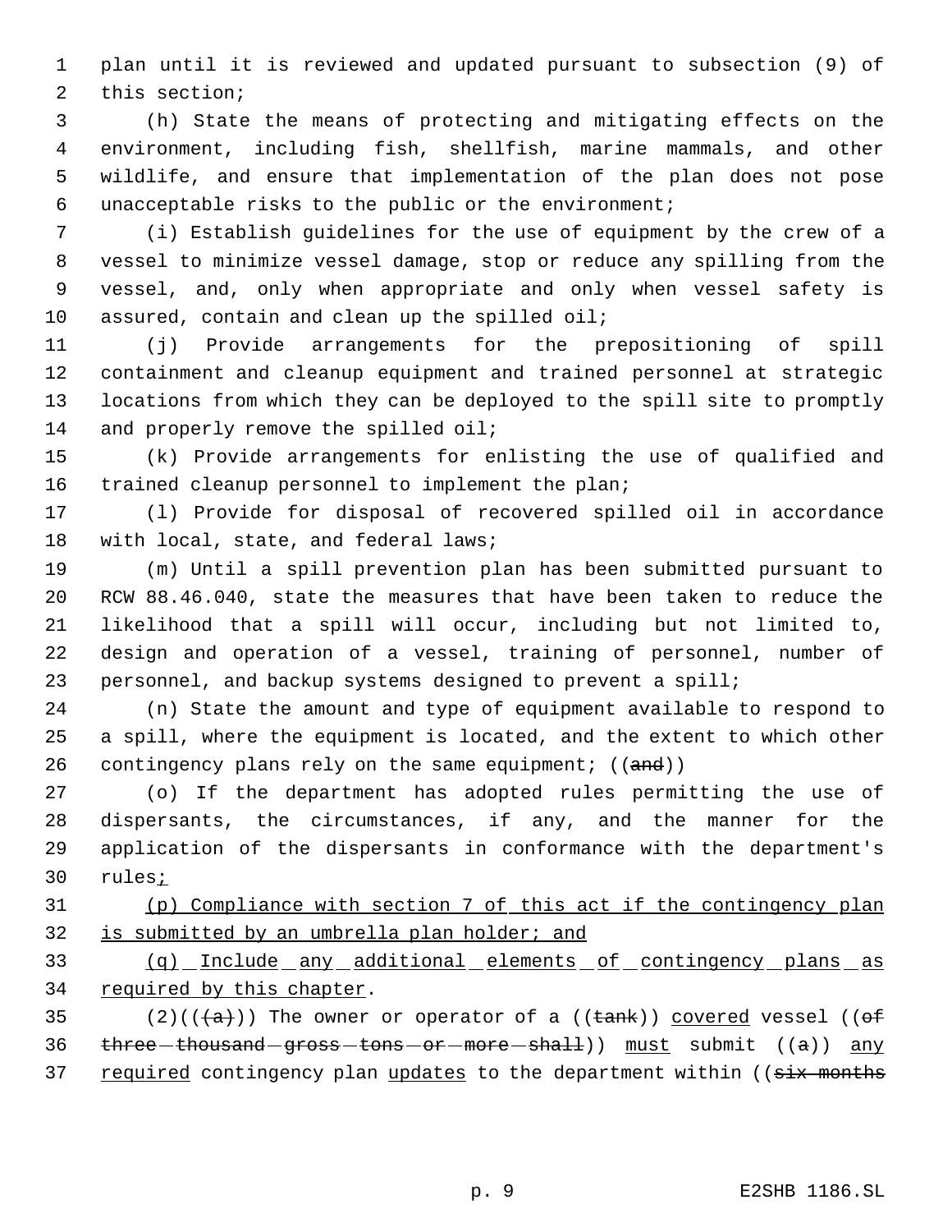plan until it is reviewed and updated pursuant to subsection (9) of this section;

(h) State the means of protecting and mitigating effects on the environment, including fish, shellfish, marine mammals, and other wildlife, and ensure that implementation of the plan does not pose unacceptable risks to the public or the environment;

(i) Establish guidelines for the use of equipment by the crew of a vessel to minimize vessel damage, stop or reduce any spilling from the vessel, and, only when appropriate and only when vessel safety is assured, contain and clean up the spilled oil;

(j) Provide arrangements for the prepositioning of spill containment and cleanup equipment and trained personnel at strategic locations from which they can be deployed to the spill site to promptly and properly remove the spilled oil;

(k) Provide arrangements for enlisting the use of qualified and trained cleanup personnel to implement the plan;

(l) Provide for disposal of recovered spilled oil in accordance with local, state, and federal laws;

(m) Until a spill prevention plan has been submitted pursuant to RCW 88.46.040, state the measures that have been taken to reduce the likelihood that a spill will occur, including but not limited to, design and operation of a vessel, training of personnel, number of personnel, and backup systems designed to prevent a spill;

(n) State the amount and type of equipment available to respond to a spill, where the equipment is located, and the extent to which other contingency plans rely on the same equipment; ((~~and~~))

(o) If the department has adopted rules permitting the use of dispersants, the circumstances, if any, and the manner for the application of the dispersants in conformance with the department's rules<u>;</u>

<u>(p) Compliance with section 7 of this act if the contingency plan is submitted by an umbrella plan holder; and</u>

<u>(q) Include any additional elements of contingency plans as required by this chapter</u>.

(2)((~~(a)~~)) The owner or operator of a ((~~tank~~)) <u>covered</u> vessel ((~~of three thousand gross tons or more shall~~)) <u>must</u> submit ((~~a~~)) <u>any required</u> contingency plan <u>updates</u> to the department within ((~~six months~~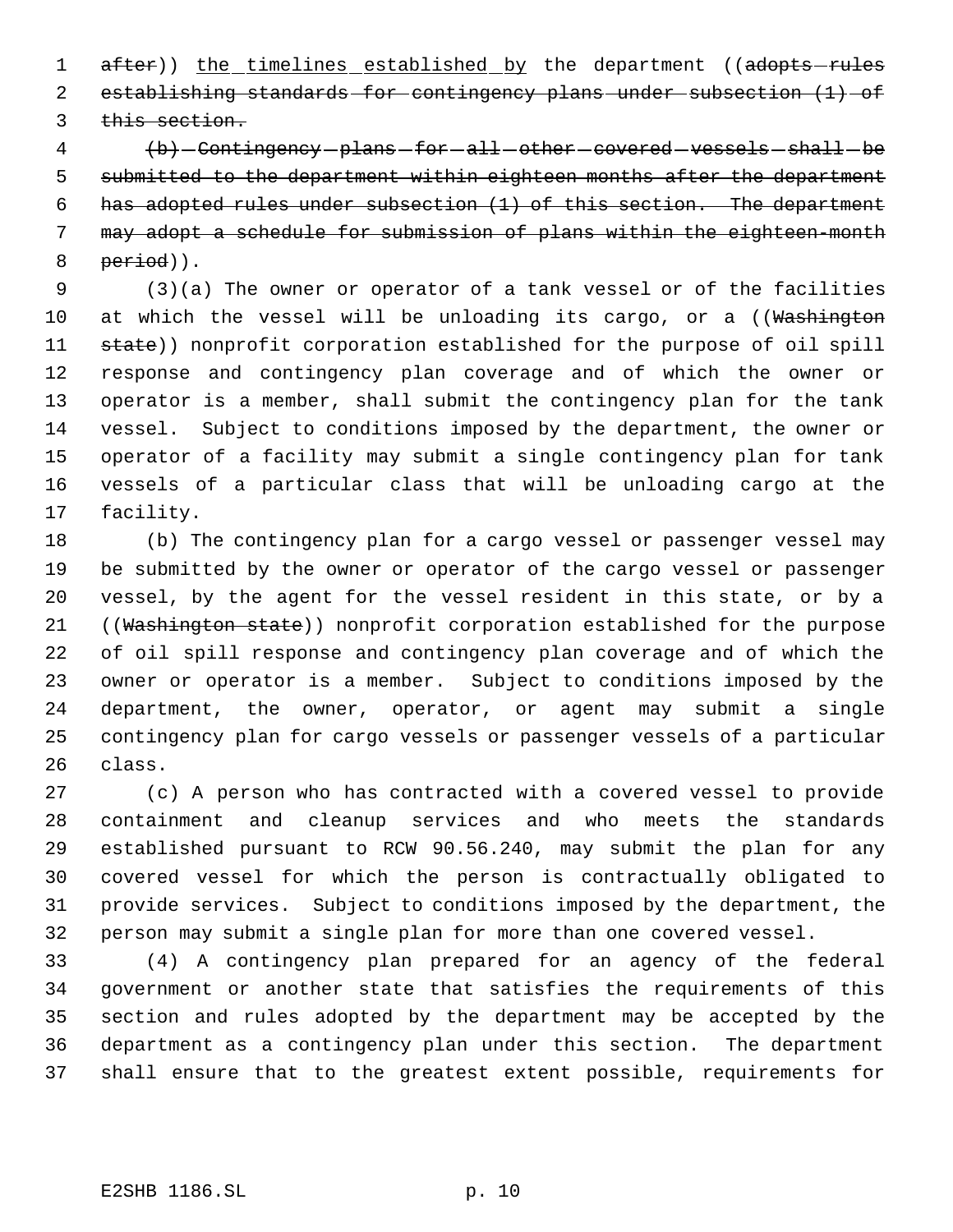after)) the timelines established by the department ((adopts rules establishing standards for contingency plans under subsection (1) of this section.

(b) Contingency plans for all other covered vessels shall be submitted to the department within eighteen months after the department has adopted rules under subsection (1) of this section. The department may adopt a schedule for submission of plans within the eighteen-month period)).

(3)(a) The owner or operator of a tank vessel or of the facilities at which the vessel will be unloading its cargo, or a ((Washington state)) nonprofit corporation established for the purpose of oil spill response and contingency plan coverage and of which the owner or operator is a member, shall submit the contingency plan for the tank vessel. Subject to conditions imposed by the department, the owner or operator of a facility may submit a single contingency plan for tank vessels of a particular class that will be unloading cargo at the facility.

(b) The contingency plan for a cargo vessel or passenger vessel may be submitted by the owner or operator of the cargo vessel or passenger vessel, by the agent for the vessel resident in this state, or by a ((Washington state)) nonprofit corporation established for the purpose of oil spill response and contingency plan coverage and of which the owner or operator is a member. Subject to conditions imposed by the department, the owner, operator, or agent may submit a single contingency plan for cargo vessels or passenger vessels of a particular class.

(c) A person who has contracted with a covered vessel to provide containment and cleanup services and who meets the standards established pursuant to RCW 90.56.240, may submit the plan for any covered vessel for which the person is contractually obligated to provide services. Subject to conditions imposed by the department, the person may submit a single plan for more than one covered vessel.

(4) A contingency plan prepared for an agency of the federal government or another state that satisfies the requirements of this section and rules adopted by the department may be accepted by the department as a contingency plan under this section. The department shall ensure that to the greatest extent possible, requirements for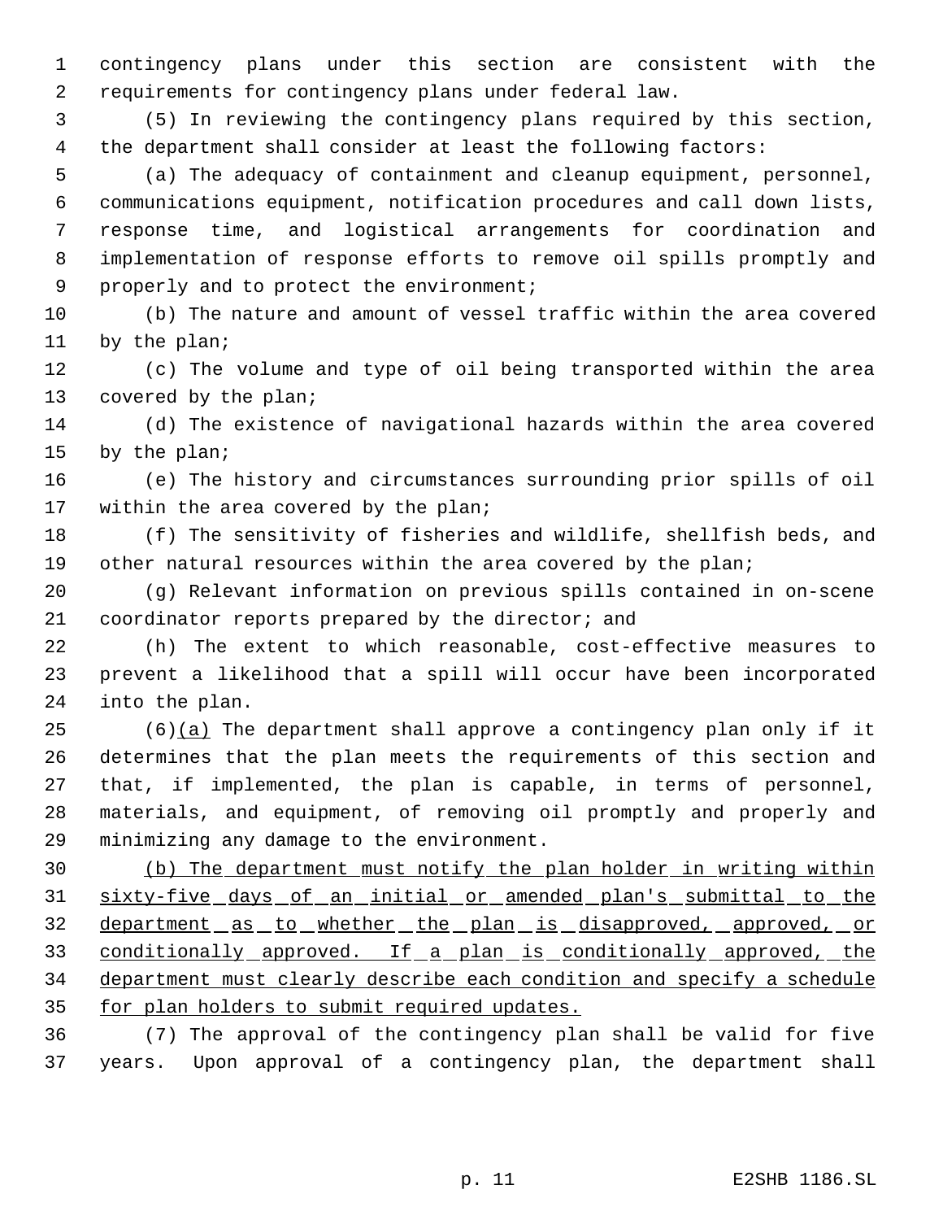contingency plans under this section are consistent with the requirements for contingency plans under federal law.

(5) In reviewing the contingency plans required by this section, the department shall consider at least the following factors:

(a) The adequacy of containment and cleanup equipment, personnel, communications equipment, notification procedures and call down lists, response time, and logistical arrangements for coordination and implementation of response efforts to remove oil spills promptly and properly and to protect the environment;

(b) The nature and amount of vessel traffic within the area covered by the plan;

(c) The volume and type of oil being transported within the area covered by the plan;

(d) The existence of navigational hazards within the area covered by the plan;

(e) The history and circumstances surrounding prior spills of oil within the area covered by the plan;

(f) The sensitivity of fisheries and wildlife, shellfish beds, and other natural resources within the area covered by the plan;

(g) Relevant information on previous spills contained in on-scene coordinator reports prepared by the director; and

(h) The extent to which reasonable, cost-effective measures to prevent a likelihood that a spill will occur have been incorporated into the plan.

(6)<u>(a)</u> The department shall approve a contingency plan only if it determines that the plan meets the requirements of this section and that, if implemented, the plan is capable, in terms of personnel, materials, and equipment, of removing oil promptly and properly and minimizing any damage to the environment.

<u>(b) The department must notify the plan holder in writing within sixty-five days of an initial or amended plan's submittal to the department as to whether the plan is disapproved, approved, or conditionally approved. If a plan is conditionally approved, the department must clearly describe each condition and specify a schedule for plan holders to submit required updates.</u>

(7) The approval of the contingency plan shall be valid for five years. Upon approval of a contingency plan, the department shall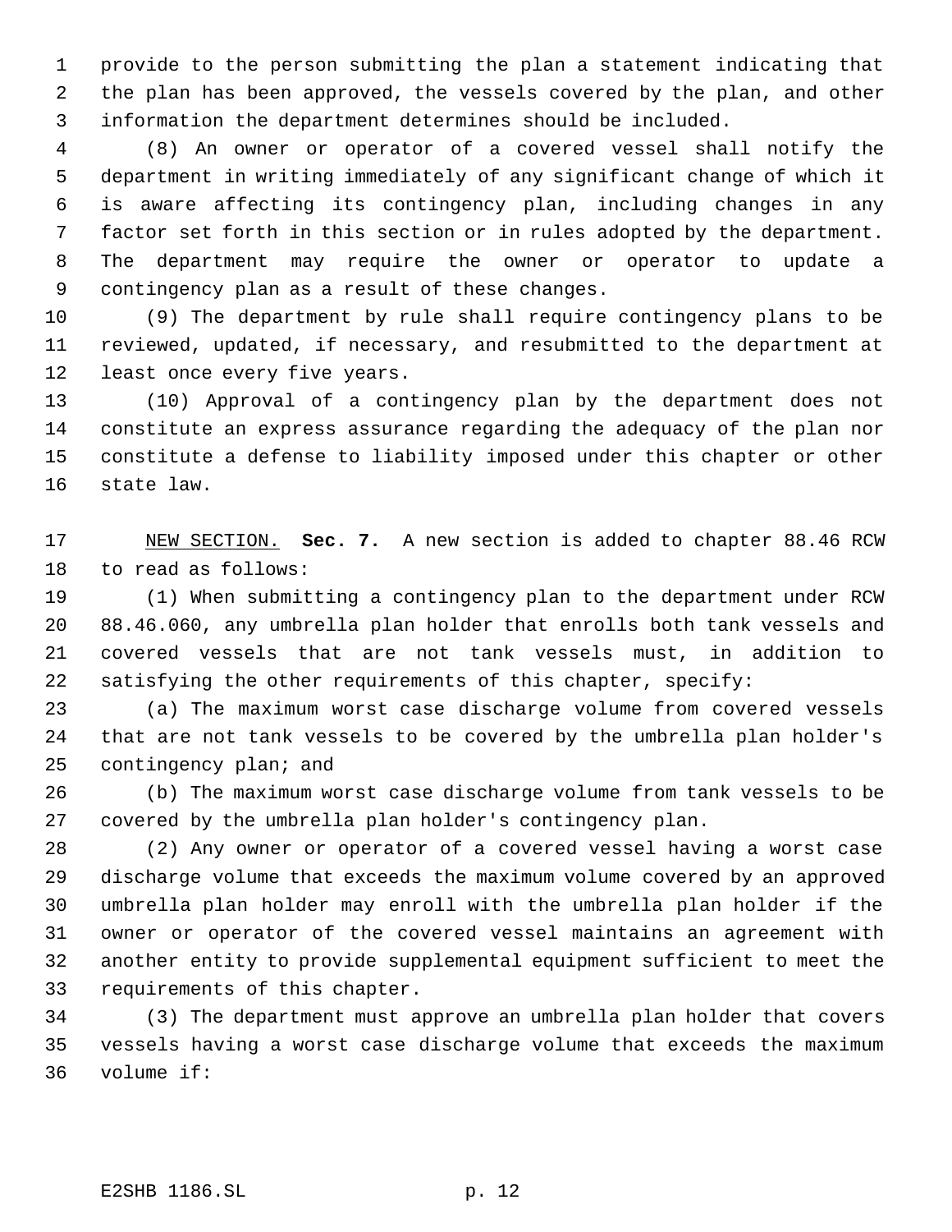provide to the person submitting the plan a statement indicating that the plan has been approved, the vessels covered by the plan, and other information the department determines should be included.

(8) An owner or operator of a covered vessel shall notify the department in writing immediately of any significant change of which it is aware affecting its contingency plan, including changes in any factor set forth in this section or in rules adopted by the department. The department may require the owner or operator to update a contingency plan as a result of these changes.

(9) The department by rule shall require contingency plans to be reviewed, updated, if necessary, and resubmitted to the department at least once every five years.

(10) Approval of a contingency plan by the department does not constitute an express assurance regarding the adequacy of the plan nor constitute a defense to liability imposed under this chapter or other state law.

NEW SECTION. **Sec. 7.** A new section is added to chapter 88.46 RCW to read as follows:

(1) When submitting a contingency plan to the department under RCW 88.46.060, any umbrella plan holder that enrolls both tank vessels and covered vessels that are not tank vessels must, in addition to satisfying the other requirements of this chapter, specify:

(a) The maximum worst case discharge volume from covered vessels that are not tank vessels to be covered by the umbrella plan holder's contingency plan; and

(b) The maximum worst case discharge volume from tank vessels to be covered by the umbrella plan holder's contingency plan.

(2) Any owner or operator of a covered vessel having a worst case discharge volume that exceeds the maximum volume covered by an approved umbrella plan holder may enroll with the umbrella plan holder if the owner or operator of the covered vessel maintains an agreement with another entity to provide supplemental equipment sufficient to meet the requirements of this chapter.

(3) The department must approve an umbrella plan holder that covers vessels having a worst case discharge volume that exceeds the maximum volume if: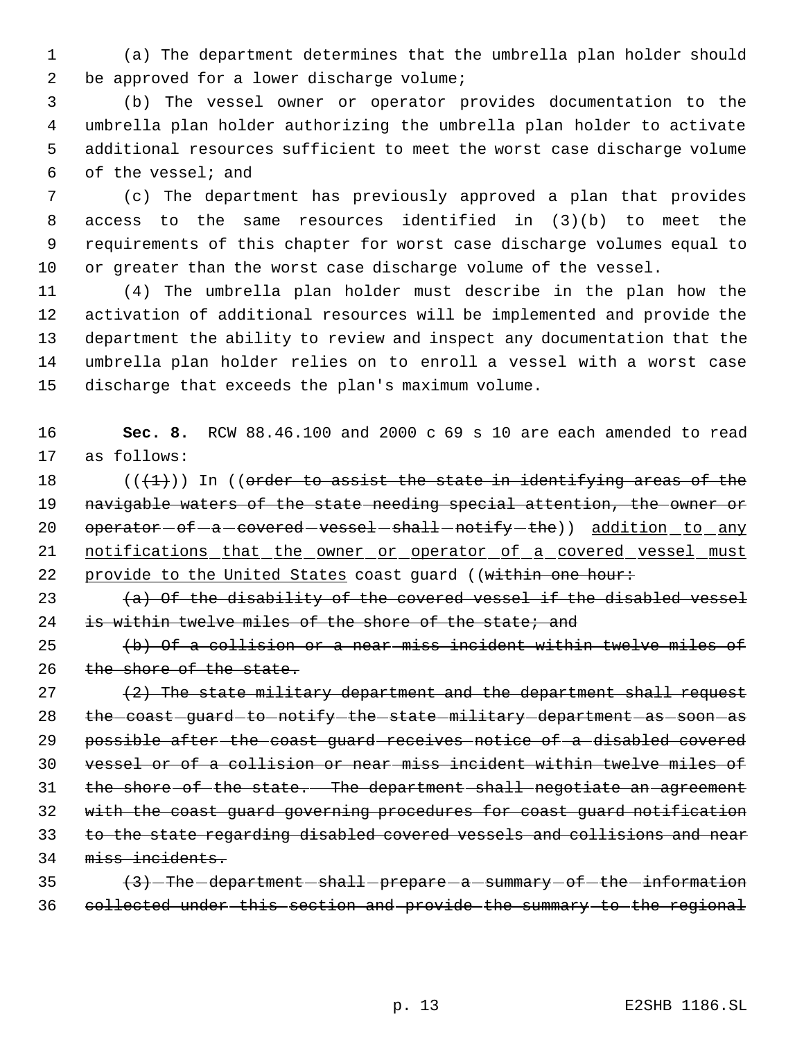(a) The department determines that the umbrella plan holder should be approved for a lower discharge volume;

(b) The vessel owner or operator provides documentation to the umbrella plan holder authorizing the umbrella plan holder to activate additional resources sufficient to meet the worst case discharge volume of the vessel; and

(c) The department has previously approved a plan that provides access to the same resources identified in (3)(b) to meet the requirements of this chapter for worst case discharge volumes equal to or greater than the worst case discharge volume of the vessel.

(4) The umbrella plan holder must describe in the plan how the activation of additional resources will be implemented and provide the department the ability to review and inspect any documentation that the umbrella plan holder relies on to enroll a vessel with a worst case discharge that exceeds the plan's maximum volume.

**Sec. 8.** RCW 88.46.100 and 2000 c 69 s 10 are each amended to read as follows:

((~~(1)~~)) In ((~~order to assist the state in identifying areas of the navigable waters of the state needing special attention, the owner or operator of a covered vessel shall notify the~~)) <u>addition to any notifications that the owner or operator of a covered vessel must provide to the United States</u> coast guard ((~~within one hour:~~

~~(a) Of the disability of the covered vessel if the disabled vessel is within twelve miles of the shore of the state; and~~

~~(b) Of a collision or a near miss incident within twelve miles of the shore of the state.~~

~~(2) The state military department and the department shall request the coast guard to notify the state military department as soon as possible after the coast guard receives notice of a disabled covered vessel or of a collision or near miss incident within twelve miles of the shore of the state. The department shall negotiate an agreement with the coast guard governing procedures for coast guard notification to the state regarding disabled covered vessels and collisions and near miss incidents.~~

~~(3) The department shall prepare a summary of the information collected under this section and provide the summary to the regional~~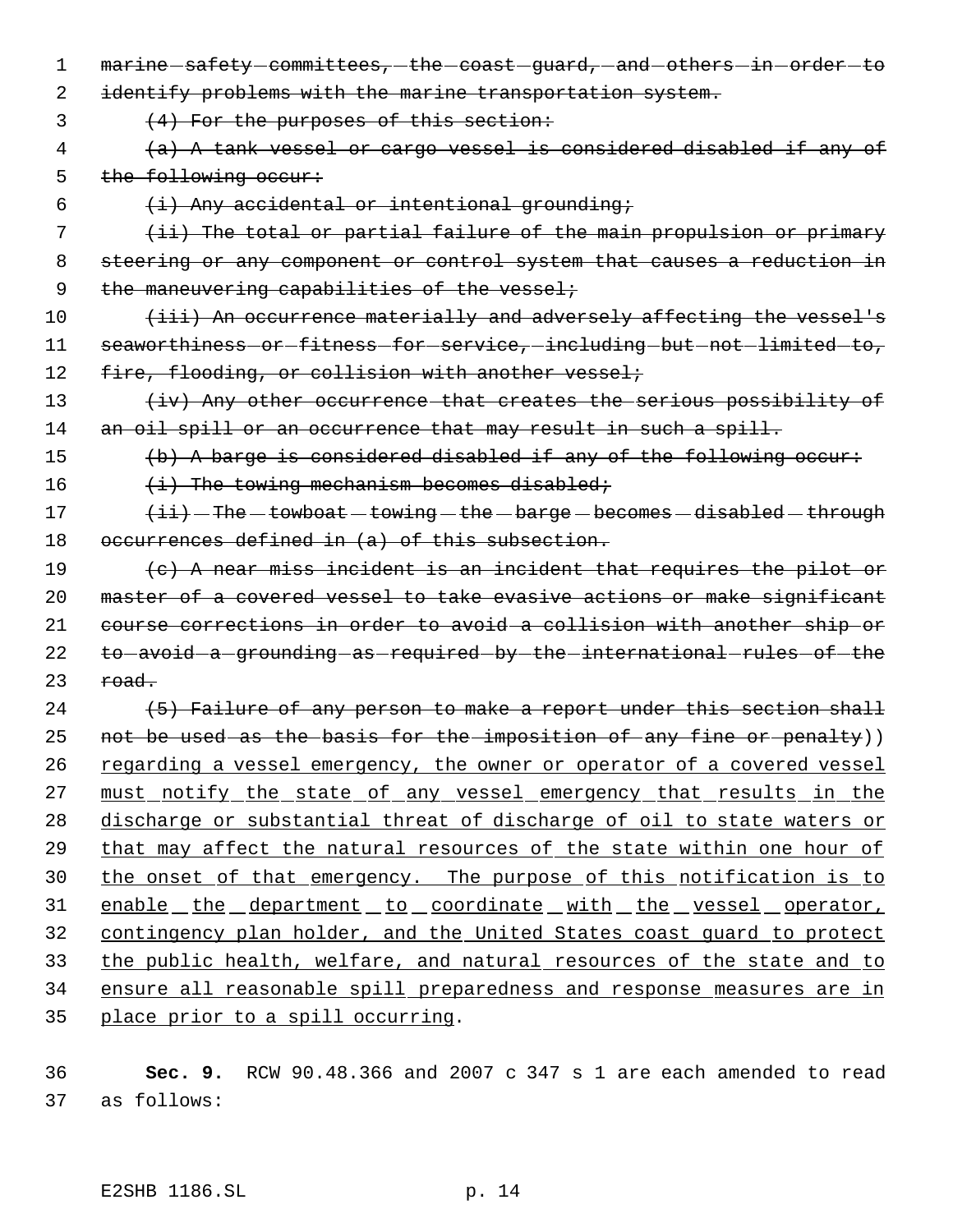~~marine safety committees, the coast guard, and others in order to identify problems with the marine transportation system.~~

~~(4) For the purposes of this section:~~

~~(a) A tank vessel or cargo vessel is considered disabled if any of the following occur:~~

~~(i) Any accidental or intentional grounding;~~

~~(ii) The total or partial failure of the main propulsion or primary steering or any component or control system that causes a reduction in the maneuvering capabilities of the vessel;~~

~~(iii) An occurrence materially and adversely affecting the vessel's seaworthiness or fitness for service, including but not limited to, fire, flooding, or collision with another vessel;~~

~~(iv) Any other occurrence that creates the serious possibility of an oil spill or an occurrence that may result in such a spill.~~

~~(b) A barge is considered disabled if any of the following occur:~~

~~(i) The towing mechanism becomes disabled;~~

~~(ii) The towboat towing the barge becomes disabled through occurrences defined in (a) of this subsection.~~

~~(c) A near miss incident is an incident that requires the pilot or master of a covered vessel to take evasive actions or make significant course corrections in order to avoid a collision with another ship or to avoid a grounding as required by the international rules of the road.~~

~~(5) Failure of any person to make a report under this section shall not be used as the basis for the imposition of any fine or penalty~~)) regarding a vessel emergency, the owner or operator of a covered vessel must notify the state of any vessel emergency that results in the discharge or substantial threat of discharge of oil to state waters or that may affect the natural resources of the state within one hour of the onset of that emergency. The purpose of this notification is to enable the department to coordinate with the vessel operator, contingency plan holder, and the United States coast guard to protect the public health, welfare, and natural resources of the state and to ensure all reasonable spill preparedness and response measures are in place prior to a spill occurring.

**Sec. 9.** RCW 90.48.366 and 2007 c 347 s 1 are each amended to read as follows: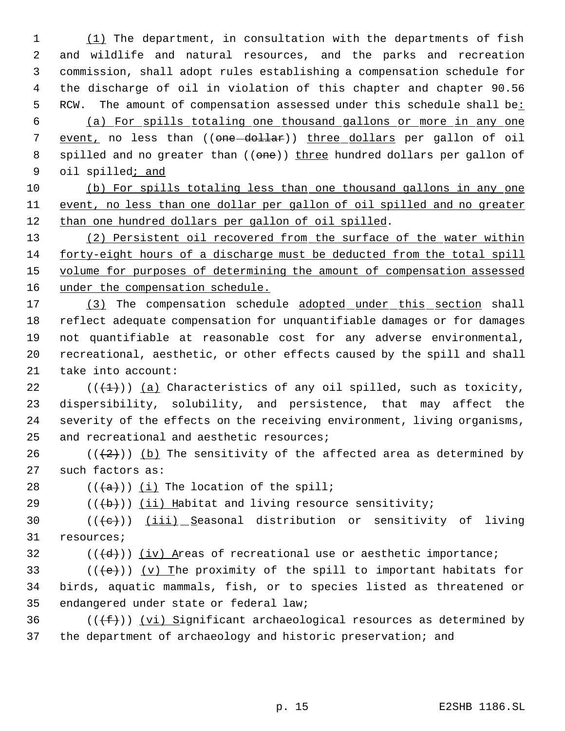(1) The department, in consultation with the departments of fish and wildlife and natural resources, and the parks and recreation commission, shall adopt rules establishing a compensation schedule for the discharge of oil in violation of this chapter and chapter 90.56 RCW. The amount of compensation assessed under this schedule shall be:

(a) For spills totaling one thousand gallons or more in any one event, no less than ((~~one dollar~~)) three dollars per gallon of oil spilled and no greater than ((~~one~~)) three hundred dollars per gallon of oil spilled; and

(b) For spills totaling less than one thousand gallons in any one event, no less than one dollar per gallon of oil spilled and no greater than one hundred dollars per gallon of oil spilled.

(2) Persistent oil recovered from the surface of the water within forty-eight hours of a discharge must be deducted from the total spill volume for purposes of determining the amount of compensation assessed under the compensation schedule.

(3) The compensation schedule adopted under this section shall reflect adequate compensation for unquantifiable damages or for damages not quantifiable at reasonable cost for any adverse environmental, recreational, aesthetic, or other effects caused by the spill and shall take into account:

((~~(1)~~)) (a) Characteristics of any oil spilled, such as toxicity, dispersibility, solubility, and persistence, that may affect the severity of the effects on the receiving environment, living organisms, and recreational and aesthetic resources;

((~~(2)~~)) (b) The sensitivity of the affected area as determined by such factors as:

((~~(a)~~)) (i) The location of the spill;

((~~(b)~~)) (ii) Habitat and living resource sensitivity;

((~~(c)~~)) (iii) Seasonal distribution or sensitivity of living resources;

((~~(d)~~)) (iv) Areas of recreational use or aesthetic importance;

((~~(e)~~)) (v) The proximity of the spill to important habitats for birds, aquatic mammals, fish, or to species listed as threatened or endangered under state or federal law;

((~~(f)~~)) (vi) Significant archaeological resources as determined by the department of archaeology and historic preservation; and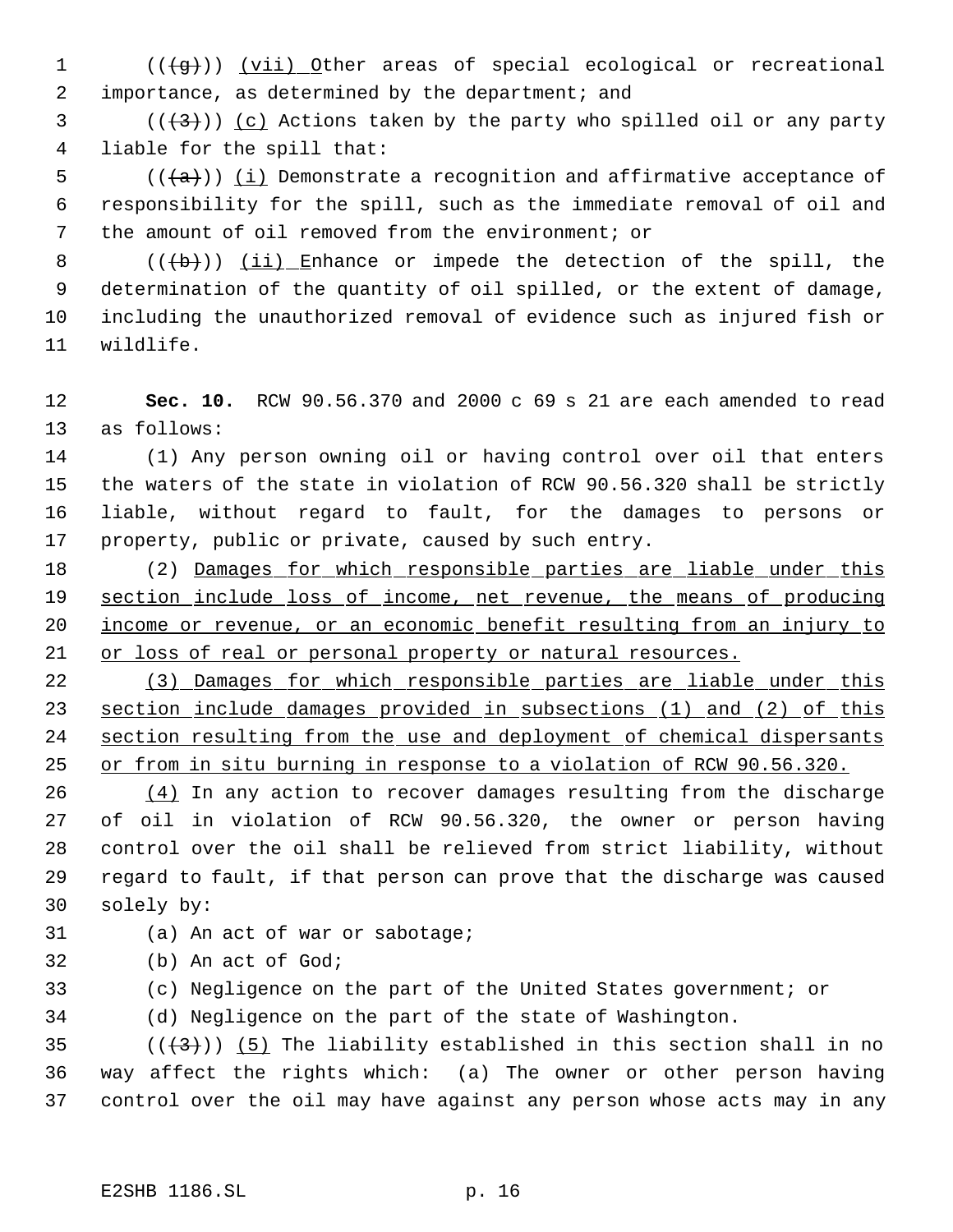((~~(g)~~)) <u>(vii) </u>Other areas of special ecological or recreational importance, as determined by the department; and

((~~(3)~~)) <u>(c)</u> Actions taken by the party who spilled oil or any party liable for the spill that:

((~~(a)~~)) <u>(i)</u> Demonstrate a recognition and affirmative acceptance of responsibility for the spill, such as the immediate removal of oil and the amount of oil removed from the environment; or

((~~(b)~~)) <u>(ii) </u>Enhance or impede the detection of the spill, the determination of the quantity of oil spilled, or the extent of damage, including the unauthorized removal of evidence such as injured fish or wildlife.

**Sec. 10.** RCW 90.56.370 and 2000 c 69 s 21 are each amended to read as follows:

(1) Any person owning oil or having control over oil that enters the waters of the state in violation of RCW 90.56.320 shall be strictly liable, without regard to fault, for the damages to persons or property, public or private, caused by such entry.

(2) <u>Damages for which responsible parties are liable under this section include loss of income, net revenue, the means of producing income or revenue, or an economic benefit resulting from an injury to or loss of real or personal property or natural resources.</u>

<u>(3) Damages for which responsible parties are liable under this section include damages provided in subsections (1) and (2) of this section resulting from the use and deployment of chemical dispersants or from in situ burning in response to a violation of RCW 90.56.320.</u>

<u>(4)</u> In any action to recover damages resulting from the discharge of oil in violation of RCW 90.56.320, the owner or person having control over the oil shall be relieved from strict liability, without regard to fault, if that person can prove that the discharge was caused solely by:

(a) An act of war or sabotage;

(b) An act of God;

(c) Negligence on the part of the United States government; or

(d) Negligence on the part of the state of Washington.

((~~(3)~~)) <u>(5)</u> The liability established in this section shall in no way affect the rights which: (a) The owner or other person having control over the oil may have against any person whose acts may in any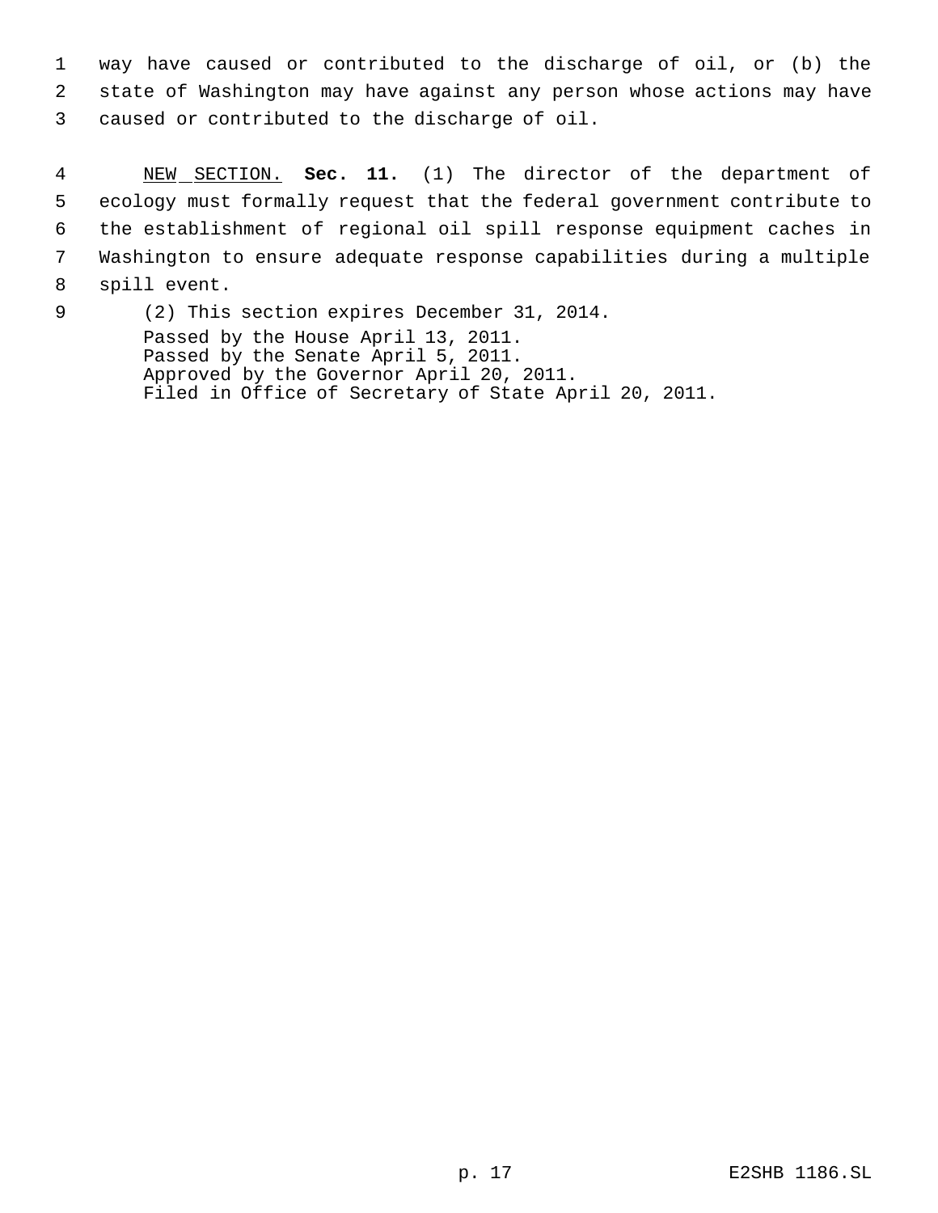way have caused or contributed to the discharge of oil, or (b) the state of Washington may have against any person whose actions may have caused or contributed to the discharge of oil.

NEW SECTION. **Sec. 11.** (1) The director of the department of ecology must formally request that the federal government contribute to the establishment of regional oil spill response equipment caches in Washington to ensure adequate response capabilities during a multiple spill event.

(2) This section expires December 31, 2014.

Passed by the House April 13, 2011.
Passed by the Senate April 5, 2011.
Approved by the Governor April 20, 2011.
Filed in Office of Secretary of State April 20, 2011.